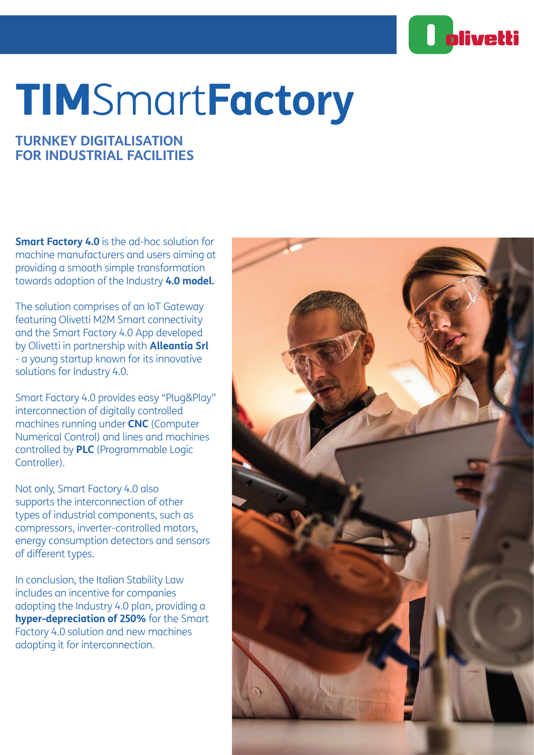# TIMSmartFactory

## TURNKEY DIGITALISATION FOR INDUSTRIAL FACILITIES

**Smart Factory 4.0** is the ad-hoc solution for machine manufacturers and users aiming at providing a smooth simple transformation towards adoption of the Industry **4.0 model.**

The solution comprises of an IoT Gateway featuring Olivetti M2M Smart connectivity and the Smart Factory 4.0 App developed by Olivetti in partnership with **Alleantia Srl** - a young startup known for its innovative solutions for Industry 4.0.

Smart Factory 4.0 provides easy "Plug&Play" interconnection of digitally controlled machines running under **CNC** (Computer Numerical Control) and lines and machines controlled by **PLC** (Programmable Logic Controller).

Not only, Smart Factory 4.0 also supports the interconnection of other types of industrial components, such as compressors, inverter-controlled motors, energy consumption detectors and sensors of different types.

In conclusion, the Italian Stability Law includes an incentive for companies adopting the Industry 4.0 plan, providing a **hyper-depreciation of 250%** for the Smart Factory 4.0 solution and new machines adopting it for interconnection.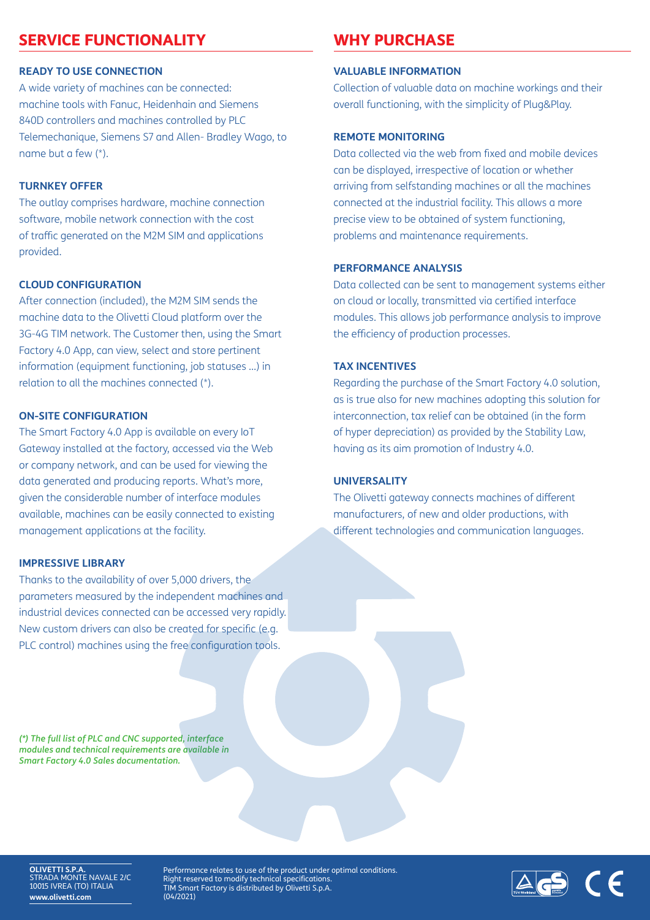## SERVICE FUNCTIONALITY

### READY TO USE CONNECTION

A wide variety of machines can be connected: machine tools with Fanuc, Heidenhain and Siemens 840D controllers and machines controlled by PLC Telemechanique, Siemens S7 and Allen- Bradley Wago, to name but a few (*).

### TURNKEY OFFER

The outlay comprises hardware, machine connection software, mobile network connection with the cost of traffic generated on the M2M SIM and applications provided.

### CLOUD CONFIGURATION

After connection (included), the M2M SIM sends the machine data to the Olivetti Cloud platform over the 3G-4G TIM network. The Customer then, using the Smart Factory 4.0 App, can view, select and store pertinent information (equipment functioning, job statuses ...) in relation to all the machines connected (*).

### ON-SITE CONFIGURATION

The Smart Factory 4.0 App is available on every IoT Gateway installed at the factory, accessed via the Web or company network, and can be used for viewing the data generated and producing reports. What's more, given the considerable number of interface modules available, machines can be easily connected to existing management applications at the facility.

### IMPRESSIVE LIBRARY

Thanks to the availability of over 5,000 drivers, the parameters measured by the independent machines and industrial devices connected can be accessed very rapidly. New custom drivers can also be created for specific (e.g. PLC control) machines using the free configuration tools.

*(*) The full list of PLC and CNC supported, interface modules and technical requirements are available in Smart Factory 4.0 Sales documentation.*

## WHY PURCHASE

### VALUABLE INFORMATION

Collection of valuable data on machine workings and their overall functioning, with the simplicity of Plug&Play.

### REMOTE MONITORING

Data collected via the web from fixed and mobile devices can be displayed, irrespective of location or whether arriving from selfstanding machines or all the machines connected at the industrial facility. This allows a more precise view to be obtained of system functioning, problems and maintenance requirements.

### PERFORMANCE ANALYSIS

Data collected can be sent to management systems either on cloud or locally, transmitted via certified interface modules. This allows job performance analysis to improve the efficiency of production processes.

### TAX INCENTIVES

Regarding the purchase of the Smart Factory 4.0 solution, as is true also for new machines adopting this solution for interconnection, tax relief can be obtained (in the form of hyper depreciation) as provided by the Stability Law, having as its aim promotion of Industry 4.0.

### UNIVERSALITY

The Olivetti gateway connects machines of different manufacturers, of new and older productions, with different technologies and communication languages.

**OLIVETTI S.P.A.**
STRADA MONTE NAVALE 2/C
10015 IVREA (TO) ITALIA
**www.olivetti.com**

Performance relates to use of the product under optimal conditions.
Right reserved to modify technical specifications.
TIM Smart Factory is distributed by Olivetti S.p.A.
(04/2021)